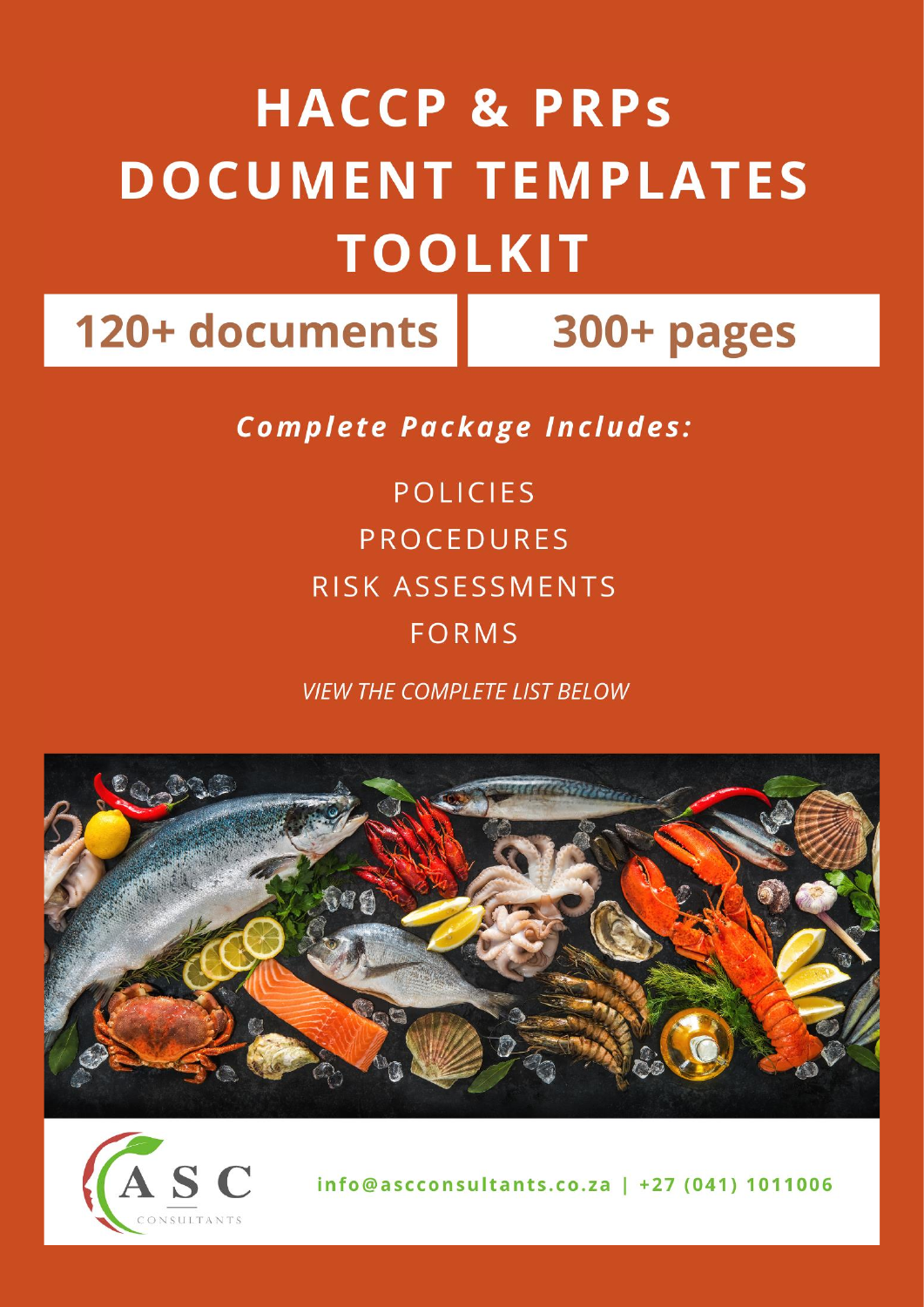# HACCP & PRPs DOCUMENT TEMPLATES TOOLKIT

**120+ documents** | **300+ pages**

***Complete Package Includes:***

POLICIES

PROCEDURES

RISK ASSESSMENTS

FORMS

*VIEW THE COMPLETE LIST BELOW*

ASC CONSULTANTS

**info@ascconsultants.co.za | +27 (041) 1011006**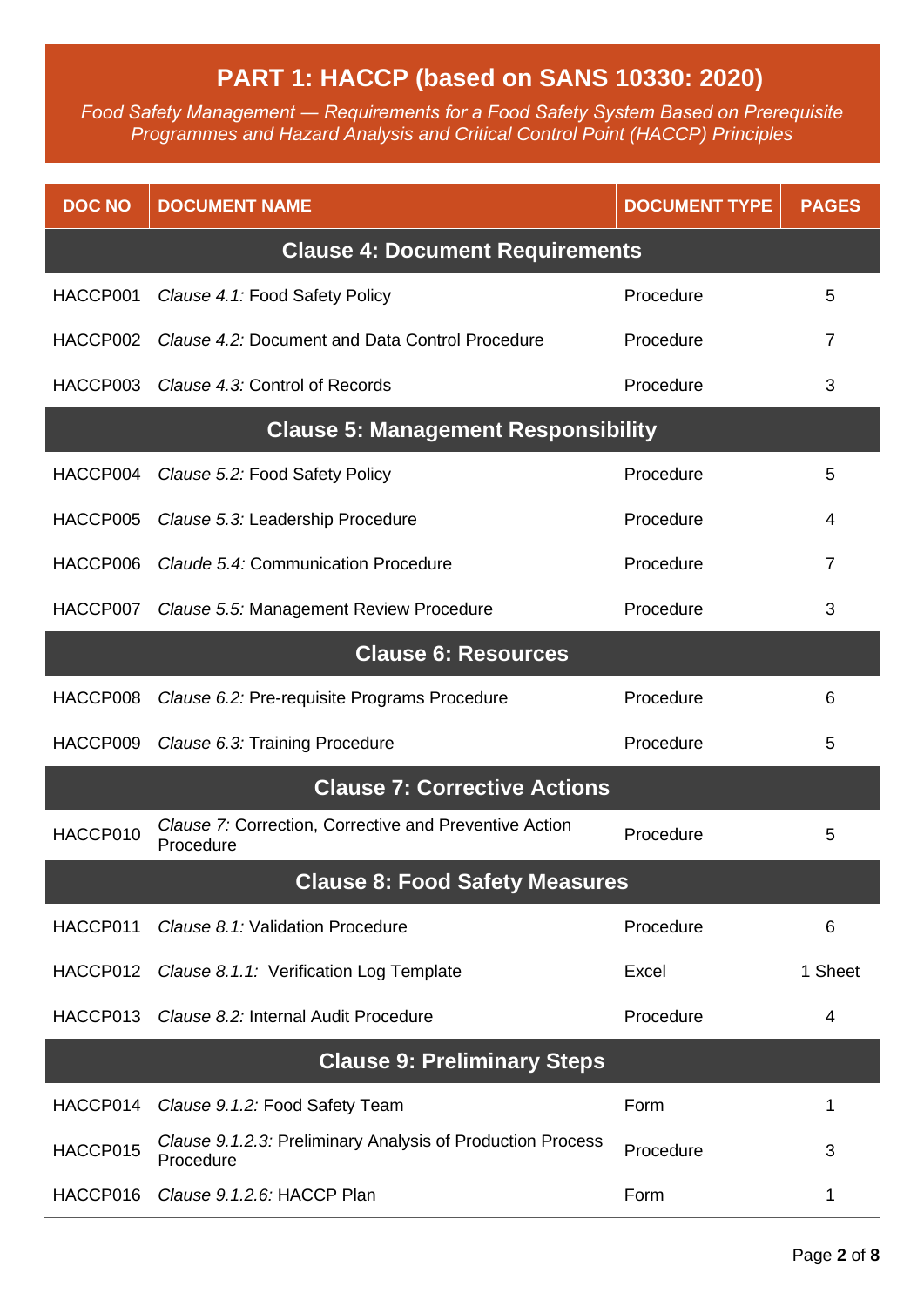## PART 1: HACCP (based on SANS 10330: 2020)

*Food Safety Management — Requirements for a Food Safety System Based on Prerequisite Programmes and Hazard Analysis and Critical Control Point (HACCP) Principles*

| DOC NO | DOCUMENT NAME | DOCUMENT TYPE | PAGES |
|---|---|---|---|
| **Clause 4: Document Requirements** | | | |
| HACCP001 | *Clause 4.1:* Food Safety Policy | Procedure | 5 |
| HACCP002 | *Clause 4.2:* Document and Data Control Procedure | Procedure | 7 |
| HACCP003 | *Clause 4.3:* Control of Records | Procedure | 3 |
| **Clause 5: Management Responsibility** | | | |
| HACCP004 | *Clause 5.2:* Food Safety Policy | Procedure | 5 |
| HACCP005 | *Clause 5.3:* Leadership Procedure | Procedure | 4 |
| HACCP006 | *Claude 5.4:* Communication Procedure | Procedure | 7 |
| HACCP007 | *Clause 5.5:* Management Review Procedure | Procedure | 3 |
| **Clause 6: Resources** | | | |
| HACCP008 | *Clause 6.2:* Pre-requisite Programs Procedure | Procedure | 6 |
| HACCP009 | *Clause 6.3:* Training Procedure | Procedure | 5 |
| **Clause 7: Corrective Actions** | | | |
| HACCP010 | *Clause 7:* Correction, Corrective and Preventive Action Procedure | Procedure | 5 |
| **Clause 8: Food Safety Measures** | | | |
| HACCP011 | *Clause 8.1:* Validation Procedure | Procedure | 6 |
| HACCP012 | *Clause 8.1.1:* Verification Log Template | Excel | 1 Sheet |
| HACCP013 | *Clause 8.2:* Internal Audit Procedure | Procedure | 4 |
| **Clause 9: Preliminary Steps** | | | |
| HACCP014 | *Clause 9.1.2:* Food Safety Team | Form | 1 |
| HACCP015 | *Clause 9.1.2.3:* Preliminary Analysis of Production Process Procedure | Procedure | 3 |
| HACCP016 | *Clause 9.1.2.6:* HACCP Plan | Form | 1 |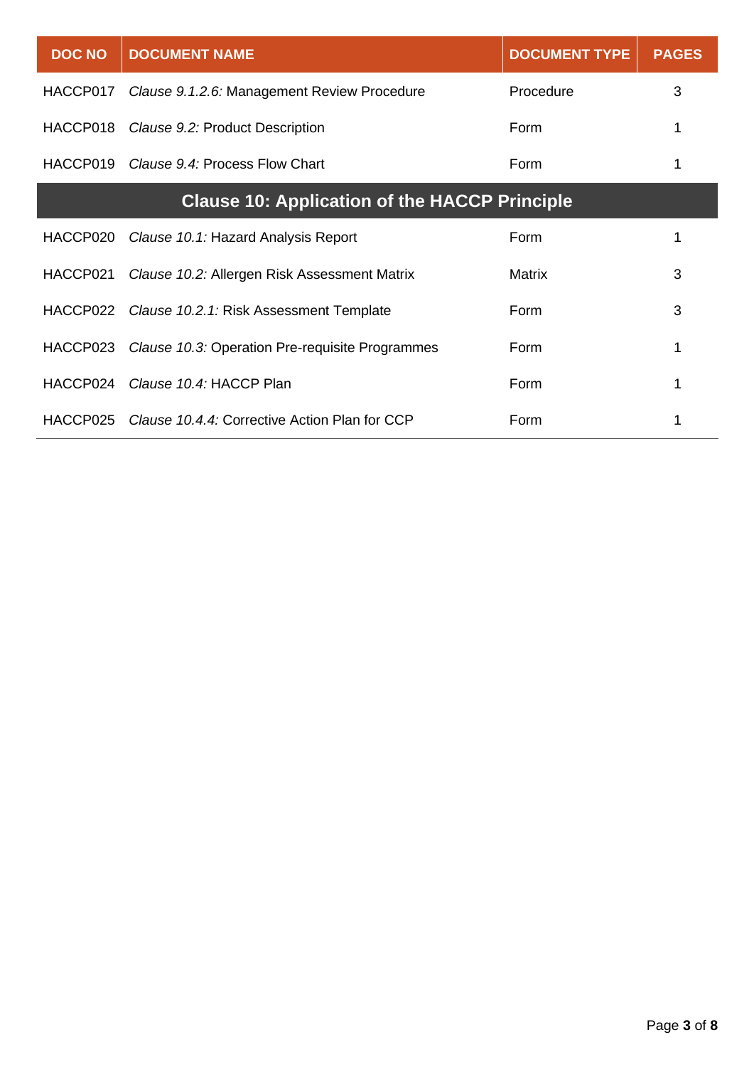| DOC NO | DOCUMENT NAME | DOCUMENT TYPE | PAGES |
|---|---|---|---|
| HACCP017 | *Clause 9.1.2.6:* Management Review Procedure | Procedure | 3 |
| HACCP018 | *Clause 9.2:* Product Description | Form | 1 |
| HACCP019 | *Clause 9.4:* Process Flow Chart | Form | 1 |
| **Clause 10: Application of the HACCP Principle** | | | |
| HACCP020 | *Clause 10.1:* Hazard Analysis Report | Form | 1 |
| HACCP021 | *Clause 10.2:* Allergen Risk Assessment Matrix | Matrix | 3 |
| HACCP022 | *Clause 10.2.1:* Risk Assessment Template | Form | 3 |
| HACCP023 | *Clause 10.3:* Operation Pre-requisite Programmes | Form | 1 |
| HACCP024 | *Clause 10.4:* HACCP Plan | Form | 1 |
| HACCP025 | *Clause 10.4.4:* Corrective Action Plan for CCP | Form | 1 |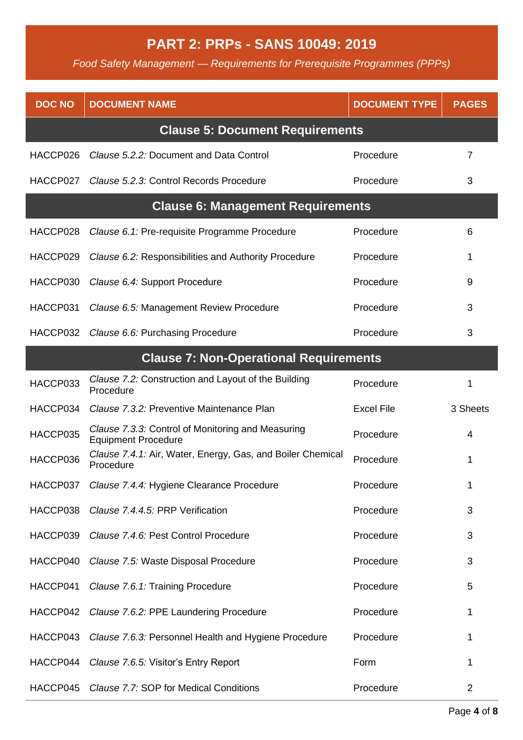## PART 2: PRPs - SANS 10049: 2019

*Food Safety Management — Requirements for Prerequisite Programmes (PPPs)*

| DOC NO | DOCUMENT NAME | DOCUMENT TYPE | PAGES |
|---|---|---|---|
| **Clause 5: Document Requirements** | | | |
| HACCP026 | *Clause 5.2.2:* Document and Data Control | Procedure | 7 |
| HACCP027 | *Clause 5.2.3:* Control Records Procedure | Procedure | 3 |
| **Clause 6: Management Requirements** | | | |
| HACCP028 | *Clause 6.1:* Pre-requisite Programme Procedure | Procedure | 6 |
| HACCP029 | *Clause 6.2:* Responsibilities and Authority Procedure | Procedure | 1 |
| HACCP030 | *Clause 6.4:* Support Procedure | Procedure | 9 |
| HACCP031 | *Clause 6.5:* Management Review Procedure | Procedure | 3 |
| HACCP032 | *Clause 6.6:* Purchasing Procedure | Procedure | 3 |
| **Clause 7: Non-Operational Requirements** | | | |
| HACCP033 | *Clause 7.2:* Construction and Layout of the Building Procedure | Procedure | 1 |
| HACCP034 | *Clause 7.3.2:* Preventive Maintenance Plan | Excel File | 3 Sheets |
| HACCP035 | *Clause 7.3.3:* Control of Monitoring and Measuring Equipment Procedure | Procedure | 4 |
| HACCP036 | *Clause 7.4.1:* Air, Water, Energy, Gas, and Boiler Chemical Procedure | Procedure | 1 |
| HACCP037 | *Clause 7.4.4:* Hygiene Clearance Procedure | Procedure | 1 |
| HACCP038 | *Clause 7.4.4.5:* PRP Verification | Procedure | 3 |
| HACCP039 | *Clause 7.4.6:* Pest Control Procedure | Procedure | 3 |
| HACCP040 | *Clause 7.5:* Waste Disposal Procedure | Procedure | 3 |
| HACCP041 | *Clause 7.6.1:* Training Procedure | Procedure | 5 |
| HACCP042 | *Clause 7.6.2:* PPE Laundering Procedure | Procedure | 1 |
| HACCP043 | *Clause 7.6.3:* Personnel Health and Hygiene Procedure | Procedure | 1 |
| HACCP044 | *Clause 7.6.5:* Visitor's Entry Report | Form | 1 |
| HACCP045 | *Clause 7.7:* SOP for Medical Conditions | Procedure | 2 |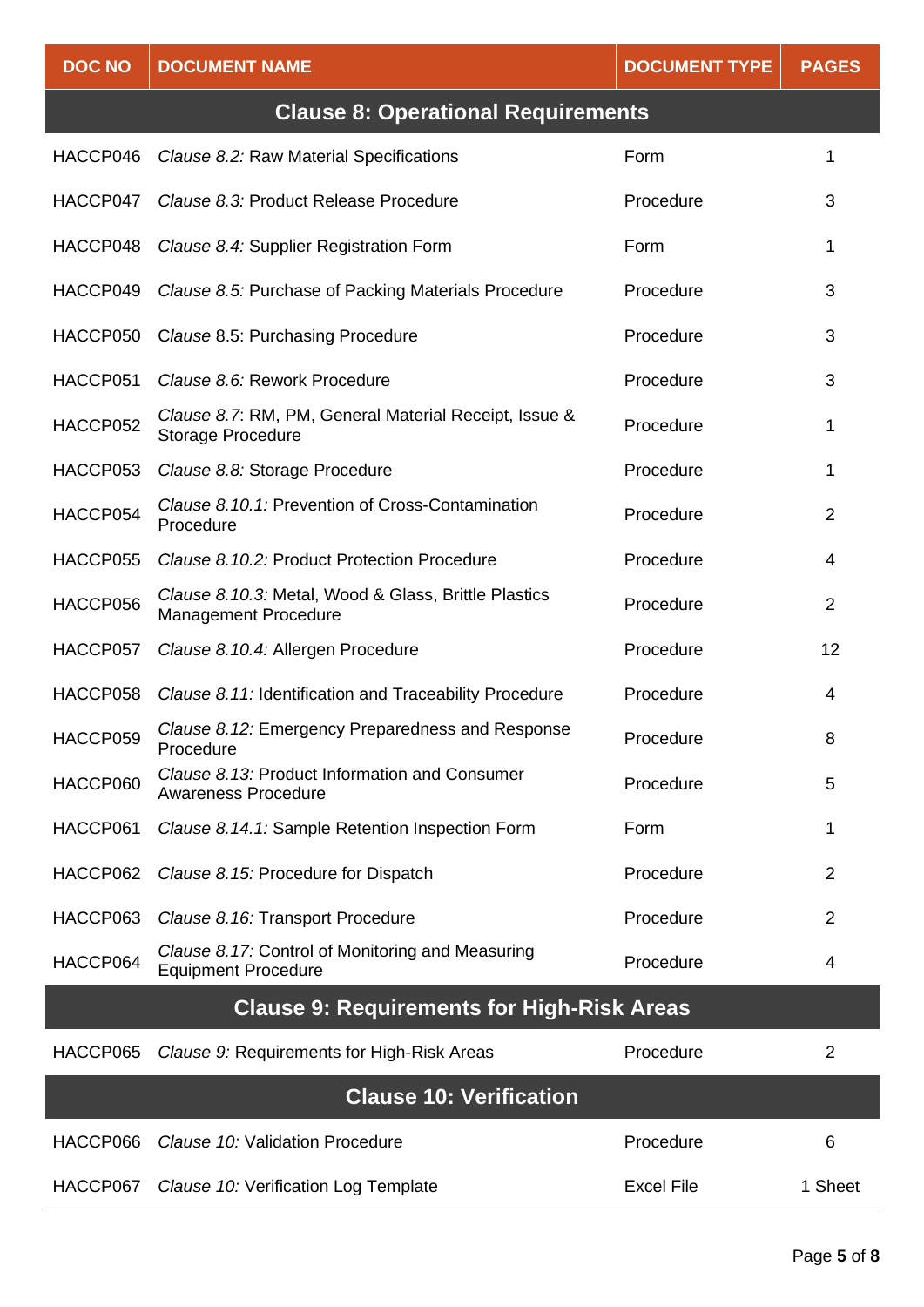| DOC NO | DOCUMENT NAME | DOCUMENT TYPE | PAGES |
|---|---|---|---|
| **Clause 8: Operational Requirements** | | | |
| HACCP046 | *Clause 8.2:* Raw Material Specifications | Form | 1 |
| HACCP047 | *Clause 8.3:* Product Release Procedure | Procedure | 3 |
| HACCP048 | *Clause 8.4:* Supplier Registration Form | Form | 1 |
| HACCP049 | *Clause 8.5:* Purchase of Packing Materials Procedure | Procedure | 3 |
| HACCP050 | *Clause* 8.5: Purchasing Procedure | Procedure | 3 |
| HACCP051 | *Clause 8.6:* Rework Procedure | Procedure | 3 |
| HACCP052 | *Clause 8.7*: RM, PM, General Material Receipt, Issue & Storage Procedure | Procedure | 1 |
| HACCP053 | *Clause 8.8:* Storage Procedure | Procedure | 1 |
| HACCP054 | *Clause 8.10.1:* Prevention of Cross-Contamination Procedure | Procedure | 2 |
| HACCP055 | *Clause 8.10.2:* Product Protection Procedure | Procedure | 4 |
| HACCP056 | *Clause 8.10.3:* Metal, Wood & Glass, Brittle Plastics Management Procedure | Procedure | 2 |
| HACCP057 | *Clause 8.10.4:* Allergen Procedure | Procedure | 12 |
| HACCP058 | *Clause 8.11:* Identification and Traceability Procedure | Procedure | 4 |
| HACCP059 | *Clause 8.12:* Emergency Preparedness and Response Procedure | Procedure | 8 |
| HACCP060 | *Clause 8.13:* Product Information and Consumer Awareness Procedure | Procedure | 5 |
| HACCP061 | *Clause 8.14.1:* Sample Retention Inspection Form | Form | 1 |
| HACCP062 | *Clause 8.15:* Procedure for Dispatch | Procedure | 2 |
| HACCP063 | *Clause 8.16:* Transport Procedure | Procedure | 2 |
| HACCP064 | *Clause 8.17:* Control of Monitoring and Measuring Equipment Procedure | Procedure | 4 |
| **Clause 9: Requirements for High-Risk Areas** | | | |
| HACCP065 | *Clause 9:* Requirements for High-Risk Areas | Procedure | 2 |
| **Clause 10: Verification** | | | |
| HACCP066 | *Clause 10:* Validation Procedure | Procedure | 6 |
| HACCP067 | *Clause 10:* Verification Log Template | Excel File | 1 Sheet |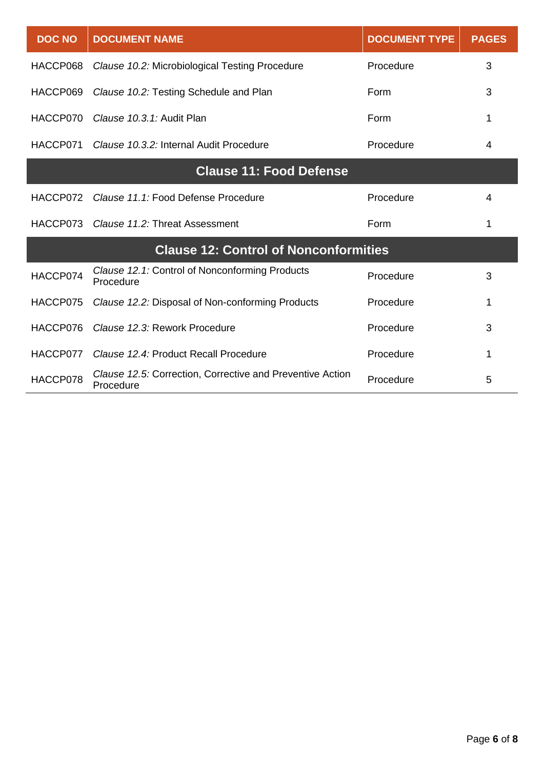| DOC NO | DOCUMENT NAME | DOCUMENT TYPE | PAGES |
|---|---|---|---|
| HACCP068 | *Clause 10.2:* Microbiological Testing Procedure | Procedure | 3 |
| HACCP069 | *Clause 10.2:* Testing Schedule and Plan | Form | 3 |
| HACCP070 | *Clause 10.3.1:* Audit Plan | Form | 1 |
| HACCP071 | *Clause 10.3.2:* Internal Audit Procedure | Procedure | 4 |
| **Clause 11: Food Defense** | | | |
| HACCP072 | *Clause 11.1:* Food Defense Procedure | Procedure | 4 |
| HACCP073 | *Clause 11.2:* Threat Assessment | Form | 1 |
| **Clause 12: Control of Nonconformities** | | | |
| HACCP074 | *Clause 12.1:* Control of Nonconforming Products Procedure | Procedure | 3 |
| HACCP075 | *Clause 12.2:* Disposal of Non-conforming Products | Procedure | 1 |
| HACCP076 | *Clause 12.3:* Rework Procedure | Procedure | 3 |
| HACCP077 | *Clause 12.4:* Product Recall Procedure | Procedure | 1 |
| HACCP078 | *Clause 12.5:* Correction, Corrective and Preventive Action Procedure | Procedure | 5 |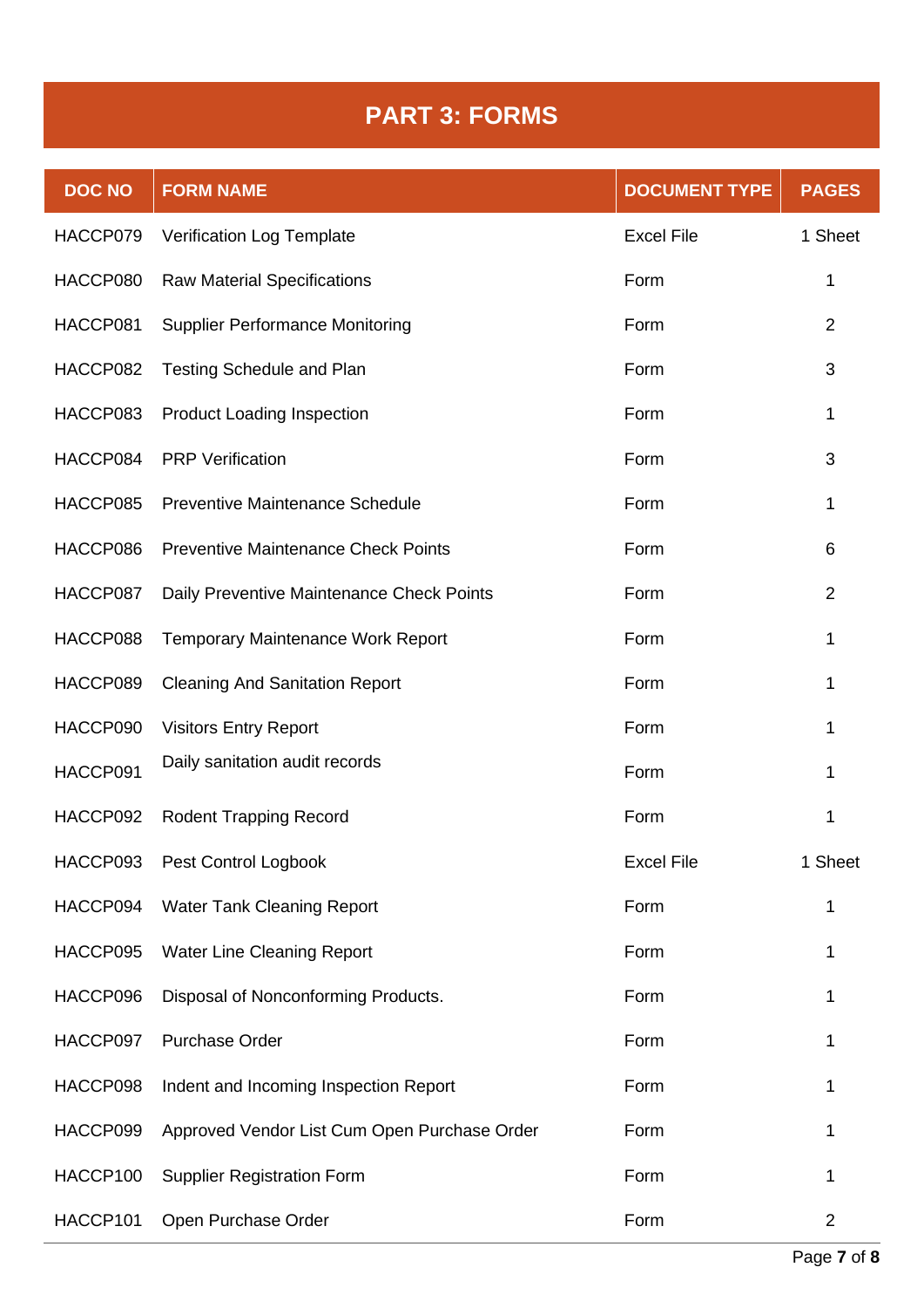# PART 3: FORMS

| DOC NO | FORM NAME | DOCUMENT TYPE | PAGES |
|---|---|---|---|
| HACCP079 | Verification Log Template | Excel File | 1 Sheet |
| HACCP080 | Raw Material Specifications | Form | 1 |
| HACCP081 | Supplier Performance Monitoring | Form | 2 |
| HACCP082 | Testing Schedule and Plan | Form | 3 |
| HACCP083 | Product Loading Inspection | Form | 1 |
| HACCP084 | PRP Verification | Form | 3 |
| HACCP085 | Preventive Maintenance Schedule | Form | 1 |
| HACCP086 | Preventive Maintenance Check Points | Form | 6 |
| HACCP087 | Daily Preventive Maintenance Check Points | Form | 2 |
| HACCP088 | Temporary Maintenance Work Report | Form | 1 |
| HACCP089 | Cleaning And Sanitation Report | Form | 1 |
| HACCP090 | Visitors Entry Report | Form | 1 |
| HACCP091 | Daily sanitation audit records | Form | 1 |
| HACCP092 | Rodent Trapping Record | Form | 1 |
| HACCP093 | Pest Control Logbook | Excel File | 1 Sheet |
| HACCP094 | Water Tank Cleaning Report | Form | 1 |
| HACCP095 | Water Line Cleaning Report | Form | 1 |
| HACCP096 | Disposal of Nonconforming Products. | Form | 1 |
| HACCP097 | Purchase Order | Form | 1 |
| HACCP098 | Indent and Incoming Inspection Report | Form | 1 |
| HACCP099 | Approved Vendor List Cum Open Purchase Order | Form | 1 |
| HACCP100 | Supplier Registration Form | Form | 1 |
| HACCP101 | Open Purchase Order | Form | 2 |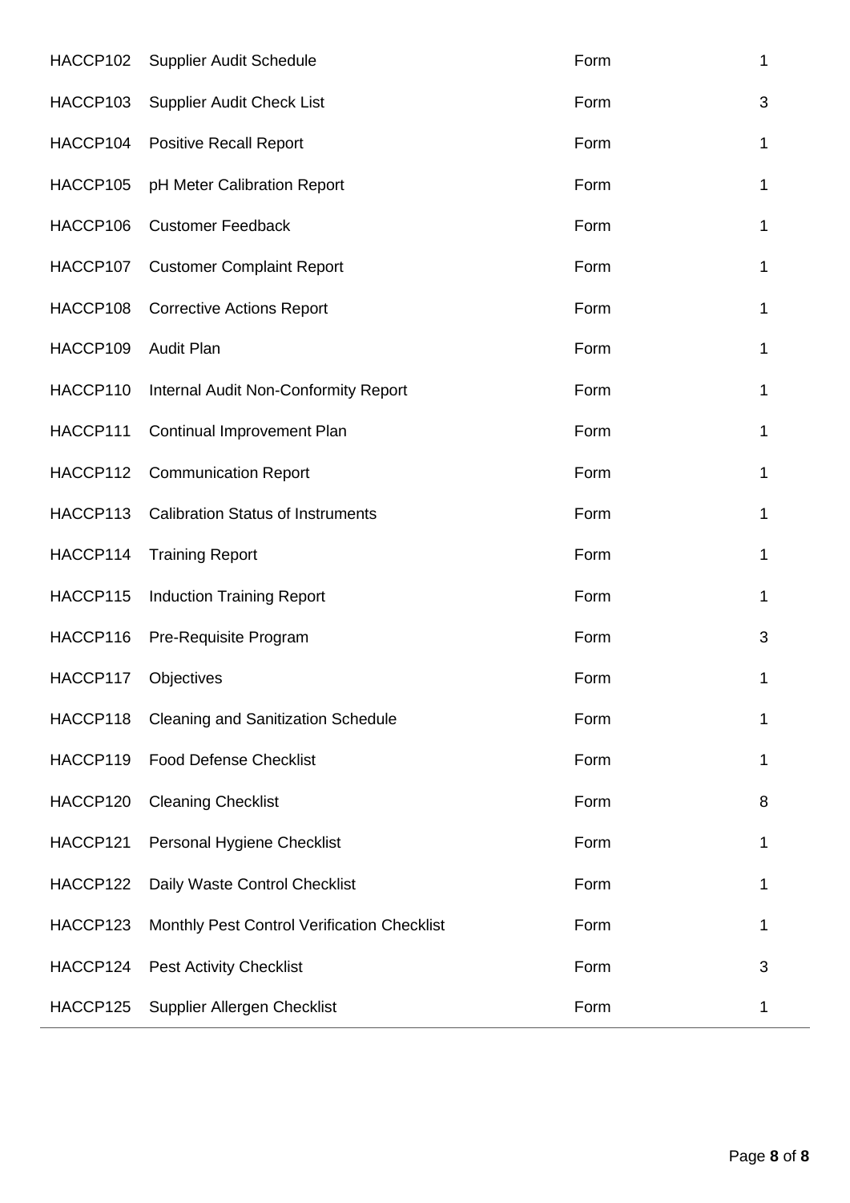| | | | |
|---|---|---|---|
| HACCP102 | Supplier Audit Schedule | Form | 1 |
| HACCP103 | Supplier Audit Check List | Form | 3 |
| HACCP104 | Positive Recall Report | Form | 1 |
| HACCP105 | pH Meter Calibration Report | Form | 1 |
| HACCP106 | Customer Feedback | Form | 1 |
| HACCP107 | Customer Complaint Report | Form | 1 |
| HACCP108 | Corrective Actions Report | Form | 1 |
| HACCP109 | Audit Plan | Form | 1 |
| HACCP110 | Internal Audit Non-Conformity Report | Form | 1 |
| HACCP111 | Continual Improvement Plan | Form | 1 |
| HACCP112 | Communication Report | Form | 1 |
| HACCP113 | Calibration Status of Instruments | Form | 1 |
| HACCP114 | Training Report | Form | 1 |
| HACCP115 | Induction Training Report | Form | 1 |
| HACCP116 | Pre-Requisite Program | Form | 3 |
| HACCP117 | Objectives | Form | 1 |
| HACCP118 | Cleaning and Sanitization Schedule | Form | 1 |
| HACCP119 | Food Defense Checklist | Form | 1 |
| HACCP120 | Cleaning Checklist | Form | 8 |
| HACCP121 | Personal Hygiene Checklist | Form | 1 |
| HACCP122 | Daily Waste Control Checklist | Form | 1 |
| HACCP123 | Monthly Pest Control Verification Checklist | Form | 1 |
| HACCP124 | Pest Activity Checklist | Form | 3 |
| HACCP125 | Supplier Allergen Checklist | Form | 1 |